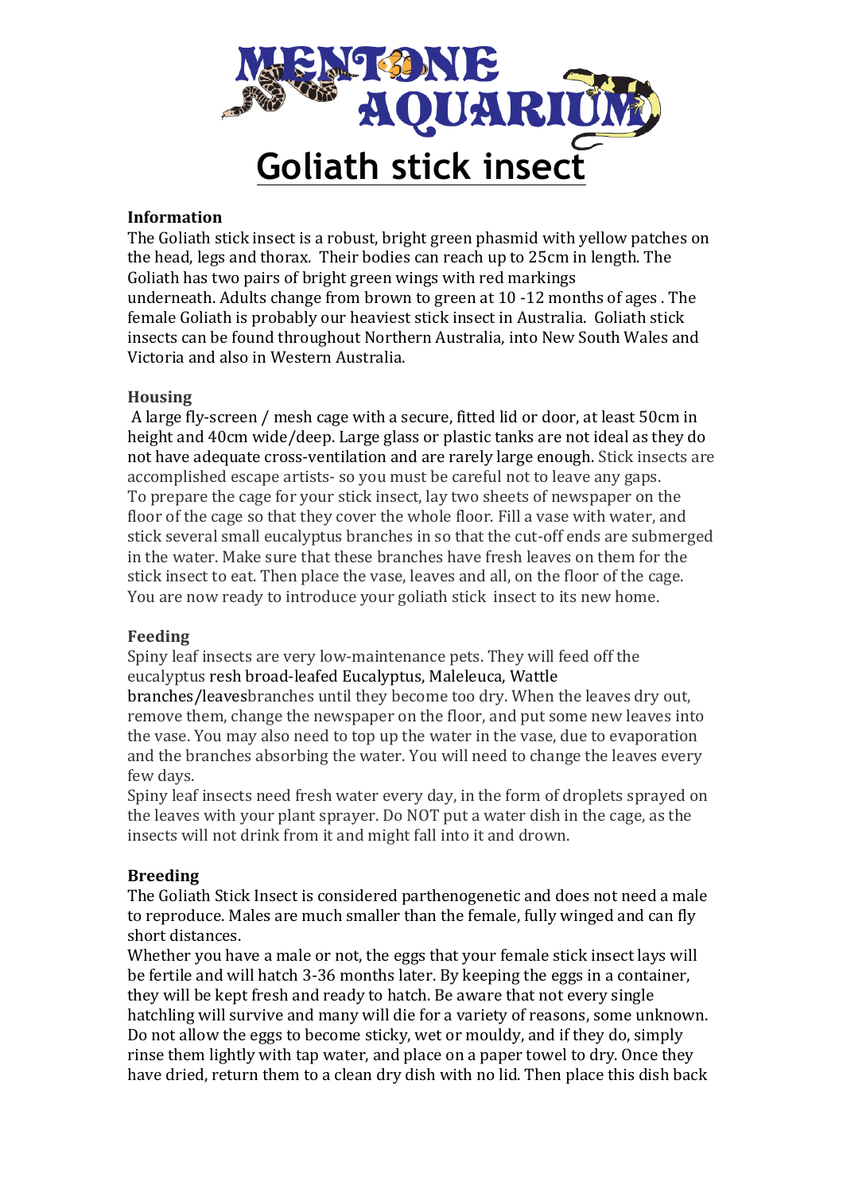# MENTONE AQUARIUM

## Goliath stick insect

### Information

The Goliath stick insect is a robust, bright green phasmid with yellow patches on the head, legs and thorax. Their bodies can reach up to 25cm in length. The Goliath has two pairs of bright green wings with red markings underneath. Adults change from brown to green at 10 -12 months of ages . The female Goliath is probably our heaviest stick insect in Australia. Goliath stick insects can be found throughout Northern Australia, into New South Wales and Victoria and also in Western Australia.

### Housing

A large fly-screen / mesh cage with a secure, fitted lid or door, at least 50cm in height and 40cm wide/deep. Large glass or plastic tanks are not ideal as they do not have adequate cross-ventilation and are rarely large enough. Stick insects are accomplished escape artists- so you must be careful not to leave any gaps. To prepare the cage for your stick insect, lay two sheets of newspaper on the floor of the cage so that they cover the whole floor. Fill a vase with water, and stick several small eucalyptus branches in so that the cut-off ends are submerged in the water. Make sure that these branches have fresh leaves on them for the stick insect to eat. Then place the vase, leaves and all, on the floor of the cage. You are now ready to introduce your goliath stick insect to its new home.

### Feeding

Spiny leaf insects are very low-maintenance pets. They will feed off the eucalyptus resh broad-leafed Eucalyptus, Maleleuca, Wattle branches/leavesbranches until they become too dry. When the leaves dry out, remove them, change the newspaper on the floor, and put some new leaves into the vase. You may also need to top up the water in the vase, due to evaporation and the branches absorbing the water. You will need to change the leaves every few days.

Spiny leaf insects need fresh water every day, in the form of droplets sprayed on the leaves with your plant sprayer. Do NOT put a water dish in the cage, as the insects will not drink from it and might fall into it and drown.

### Breeding

The Goliath Stick Insect is considered parthenogenetic and does not need a male to reproduce. Males are much smaller than the female, fully winged and can fly short distances.

Whether you have a male or not, the eggs that your female stick insect lays will be fertile and will hatch 3-36 months later. By keeping the eggs in a container, they will be kept fresh and ready to hatch. Be aware that not every single hatchling will survive and many will die for a variety of reasons, some unknown. Do not allow the eggs to become sticky, wet or mouldy, and if they do, simply rinse them lightly with tap water, and place on a paper towel to dry. Once they have dried, return them to a clean dry dish with no lid. Then place this dish back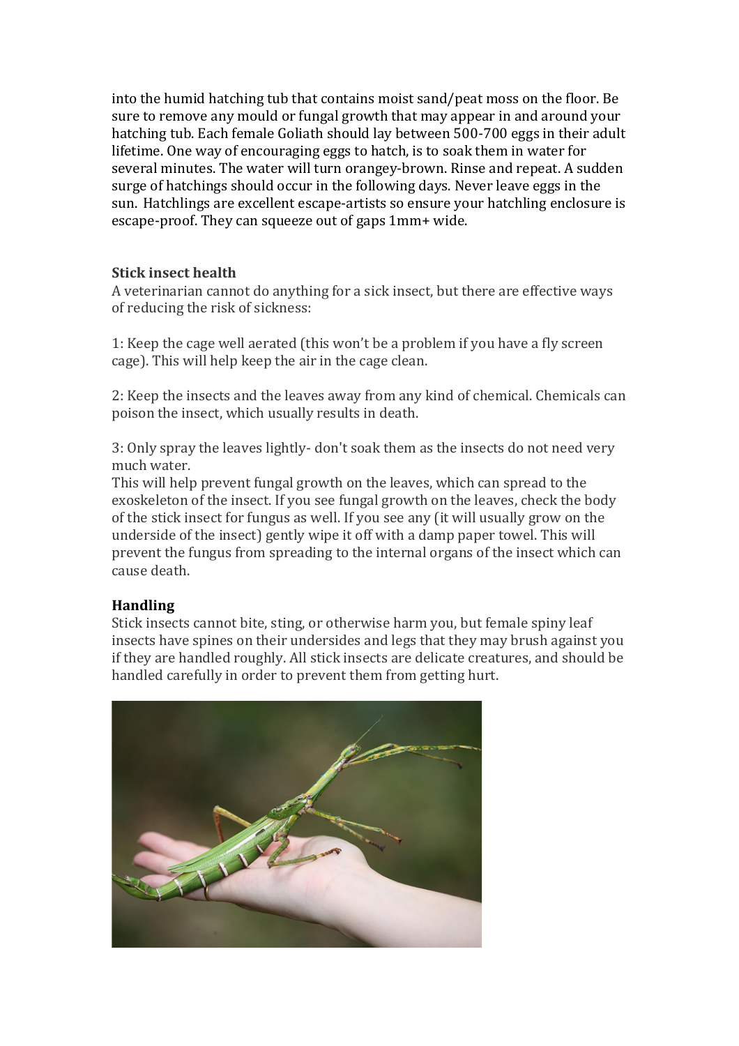into the humid hatching tub that contains moist sand/peat moss on the floor. Be sure to remove any mould or fungal growth that may appear in and around your hatching tub. Each female Goliath should lay between 500-700 eggs in their adult lifetime. One way of encouraging eggs to hatch, is to soak them in water for several minutes. The water will turn orangey-brown. Rinse and repeat. A sudden surge of hatchings should occur in the following days. Never leave eggs in the sun. Hatchlings are excellent escape-artists so ensure your hatchling enclosure is escape-proof. They can squeeze out of gaps 1mm+ wide.

**Stick insect health**

A veterinarian cannot do anything for a sick insect, but there are effective ways of reducing the risk of sickness:

1: Keep the cage well aerated (this won't be a problem if you have a fly screen cage). This will help keep the air in the cage clean.

2: Keep the insects and the leaves away from any kind of chemical. Chemicals can poison the insect, which usually results in death.

3: Only spray the leaves lightly- don't soak them as the insects do not need very much water.
This will help prevent fungal growth on the leaves, which can spread to the exoskeleton of the insect. If you see fungal growth on the leaves, check the body of the stick insect for fungus as well. If you see any (it will usually grow on the underside of the insect) gently wipe it off with a damp paper towel. This will prevent the fungus from spreading to the internal organs of the insect which can cause death.

**Handling**

Stick insects cannot bite, sting, or otherwise harm you, but female spiny leaf insects have spines on their undersides and legs that they may brush against you if they are handled roughly. All stick insects are delicate creatures, and should be handled carefully in order to prevent them from getting hurt.